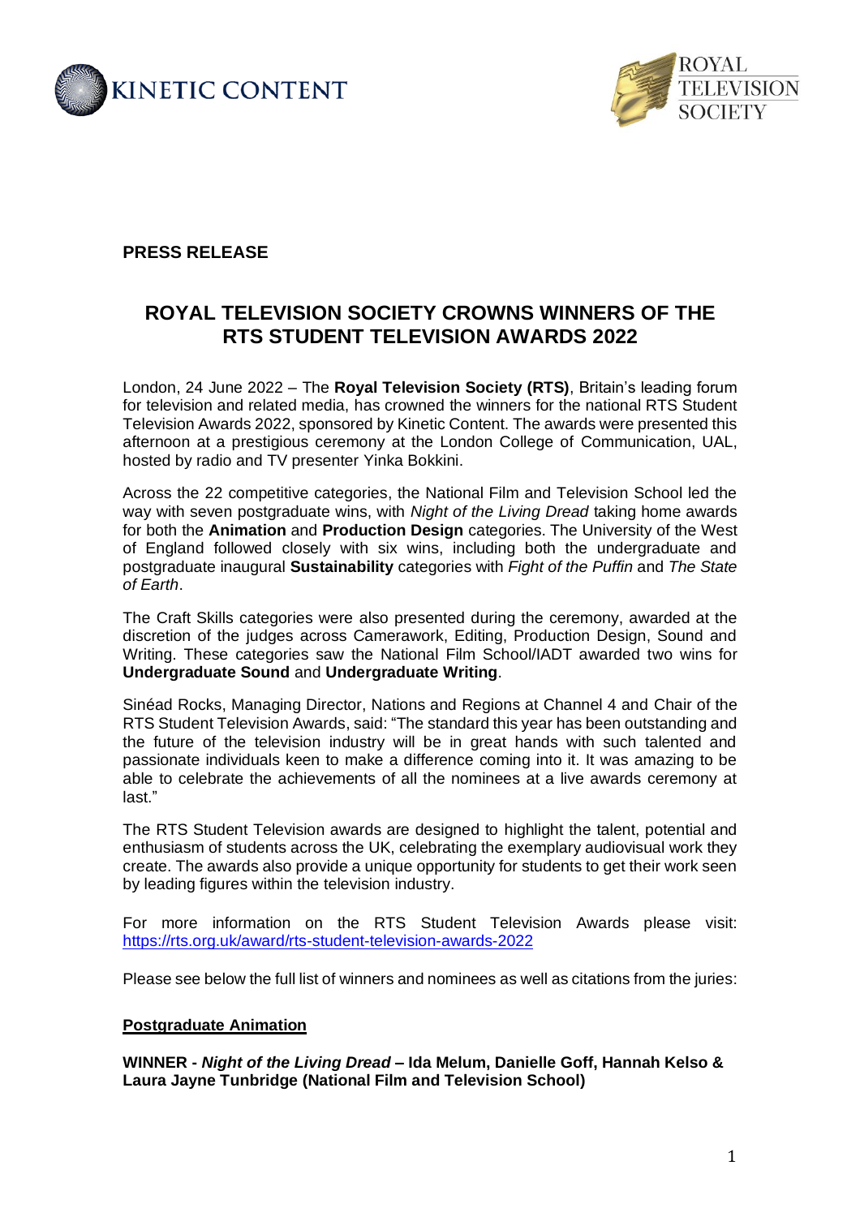KINETIC CONTENT

ROYAL TELEVISION SOCIETY

**PRESS RELEASE**

# ROYAL TELEVISION SOCIETY CROWNS WINNERS OF THE RTS STUDENT TELEVISION AWARDS 2022

London, 24 June 2022 – The **Royal Television Society (RTS)**, Britain's leading forum for television and related media, has crowned the winners for the national RTS Student Television Awards 2022, sponsored by Kinetic Content. The awards were presented this afternoon at a prestigious ceremony at the London College of Communication, UAL, hosted by radio and TV presenter Yinka Bokkini.

Across the 22 competitive categories, the National Film and Television School led the way with seven postgraduate wins, with *Night of the Living Dread* taking home awards for both the **Animation** and **Production Design** categories. The University of the West of England followed closely with six wins, including both the undergraduate and postgraduate inaugural **Sustainability** categories with *Fight of the Puffin* and *The State of Earth*.

The Craft Skills categories were also presented during the ceremony, awarded at the discretion of the judges across Camerawork, Editing, Production Design, Sound and Writing. These categories saw the National Film School/IADT awarded two wins for **Undergraduate Sound** and **Undergraduate Writing**.

Sinéad Rocks, Managing Director, Nations and Regions at Channel 4 and Chair of the RTS Student Television Awards, said: "The standard this year has been outstanding and the future of the television industry will be in great hands with such talented and passionate individuals keen to make a difference coming into it. It was amazing to be able to celebrate the achievements of all the nominees at a live awards ceremony at last."

The RTS Student Television awards are designed to highlight the talent, potential and enthusiasm of students across the UK, celebrating the exemplary audiovisual work they create. The awards also provide a unique opportunity for students to get their work seen by leading figures within the television industry.

For more information on the RTS Student Television Awards please visit: https://rts.org.uk/award/rts-student-television-awards-2022

Please see below the full list of winners and nominees as well as citations from the juries:

## Postgraduate Animation

**WINNER - *Night of the Living Dread* – Ida Melum, Danielle Goff, Hannah Kelso & Laura Jayne Tunbridge (National Film and Television School)**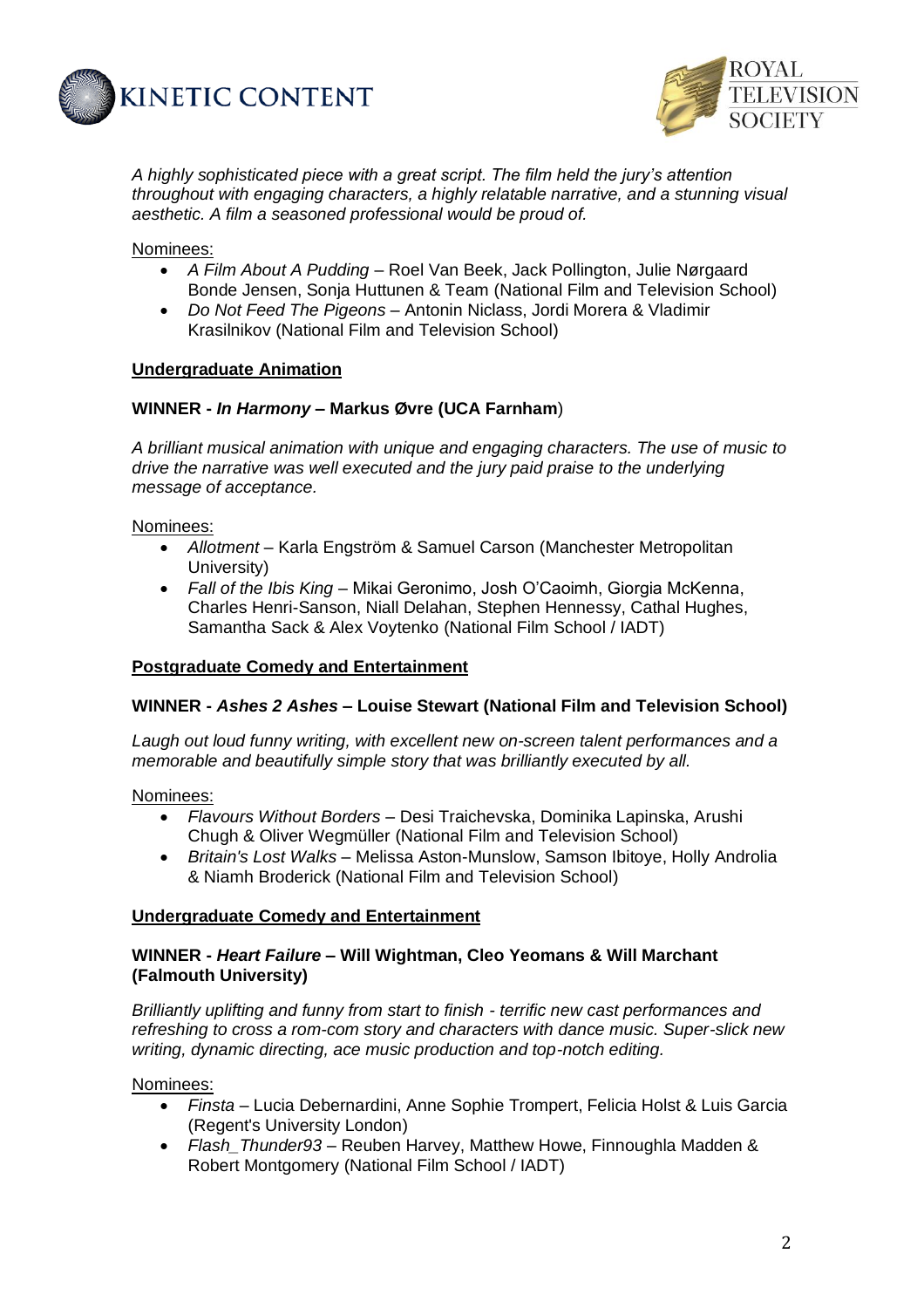*A highly sophisticated piece with a great script. The film held the jury's attention throughout with engaging characters, a highly relatable narrative, and a stunning visual aesthetic. A film a seasoned professional would be proud of.*

Nominees:

- *A Film About A Pudding* – Roel Van Beek, Jack Pollington, Julie Nørgaard Bonde Jensen, Sonja Huttunen & Team (National Film and Television School)
- *Do Not Feed The Pigeons* – Antonin Niclass, Jordi Morera & Vladimir Krasilnikov (National Film and Television School)

**Undergraduate Animation**

**WINNER - *In Harmony* – Markus Øvre (UCA Farnham)**

*A brilliant musical animation with unique and engaging characters. The use of music to drive the narrative was well executed and the jury paid praise to the underlying message of acceptance.*

Nominees:

- *Allotment* – Karla Engström & Samuel Carson (Manchester Metropolitan University)
- *Fall of the Ibis King* – Mikai Geronimo, Josh O'Caoimh, Giorgia McKenna, Charles Henri-Sanson, Niall Delahan, Stephen Hennessy, Cathal Hughes, Samantha Sack & Alex Voytenko (National Film School / IADT)

**Postgraduate Comedy and Entertainment**

**WINNER - *Ashes 2 Ashes* – Louise Stewart (National Film and Television School)**

*Laugh out loud funny writing, with excellent new on-screen talent performances and a memorable and beautifully simple story that was brilliantly executed by all.*

Nominees:

- *Flavours Without Borders* – Desi Traichevska, Dominika Lapinska, Arushi Chugh & Oliver Wegmüller (National Film and Television School)
- *Britain's Lost Walks* – Melissa Aston-Munslow, Samson Ibitoye, Holly Androlia & Niamh Broderick (National Film and Television School)

**Undergraduate Comedy and Entertainment**

**WINNER - *Heart Failure* – Will Wightman, Cleo Yeomans & Will Marchant (Falmouth University)**

*Brilliantly uplifting and funny from start to finish - terrific new cast performances and refreshing to cross a rom-com story and characters with dance music. Super-slick new writing, dynamic directing, ace music production and top-notch editing.*

Nominees:

- *Finsta* – Lucia Debernardini, Anne Sophie Trompert, Felicia Holst & Luis Garcia (Regent's University London)
- *Flash_Thunder93* – Reuben Harvey, Matthew Howe, Finnoughla Madden & Robert Montgomery (National Film School / IADT)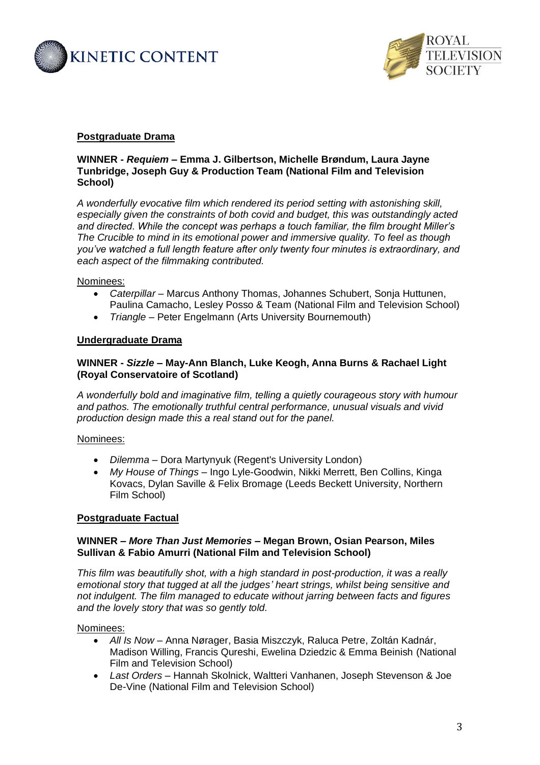## Postgraduate Drama

**WINNER - *Requiem* – Emma J. Gilbertson, Michelle Brøndum, Laura Jayne Tunbridge, Joseph Guy & Production Team (National Film and Television School)**

*A wonderfully evocative film which rendered its period setting with astonishing skill, especially given the constraints of both covid and budget, this was outstandingly acted and directed. While the concept was perhaps a touch familiar, the film brought Miller's The Crucible to mind in its emotional power and immersive quality. To feel as though you've watched a full length feature after only twenty four minutes is extraordinary, and each aspect of the filmmaking contributed.*

Nominees:

- *Caterpillar* – Marcus Anthony Thomas, Johannes Schubert, Sonja Huttunen, Paulina Camacho, Lesley Posso & Team (National Film and Television School)
- *Triangle* – Peter Engelmann (Arts University Bournemouth)

## Undergraduate Drama

**WINNER - *Sizzle* – May-Ann Blanch, Luke Keogh, Anna Burns & Rachael Light (Royal Conservatoire of Scotland)**

*A wonderfully bold and imaginative film, telling a quietly courageous story with humour and pathos. The emotionally truthful central performance, unusual visuals and vivid production design made this a real stand out for the panel.*

Nominees:

- *Dilemma* – Dora Martynyuk (Regent's University London)
- *My House of Things* – Ingo Lyle-Goodwin, Nikki Merrett, Ben Collins, Kinga Kovacs, Dylan Saville & Felix Bromage (Leeds Beckett University, Northern Film School)

## Postgraduate Factual

**WINNER – *More Than Just Memories* – Megan Brown, Osian Pearson, Miles Sullivan & Fabio Amurri (National Film and Television School)**

*This film was beautifully shot, with a high standard in post-production, it was a really emotional story that tugged at all the judges' heart strings, whilst being sensitive and not indulgent. The film managed to educate without jarring between facts and figures and the lovely story that was so gently told.*

Nominees:

- *All Is Now* – Anna Nørager, Basia Miszczyk, Raluca Petre, Zoltán Kadnár, Madison Willing, Francis Qureshi, Ewelina Dziedzic & Emma Beinish (National Film and Television School)
- *Last Orders* – Hannah Skolnick, Waltteri Vanhanen, Joseph Stevenson & Joe De-Vine (National Film and Television School)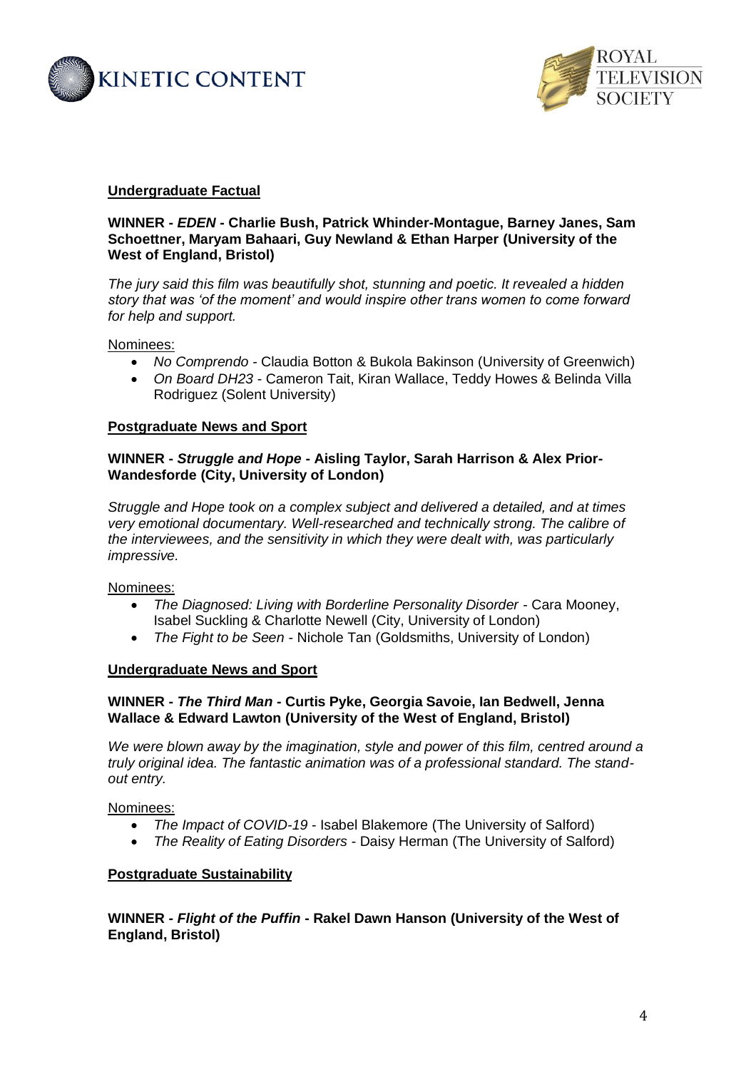## Undergraduate Factual

**WINNER - *EDEN* - Charlie Bush, Patrick Whinder-Montague, Barney Janes, Sam Schoettner, Maryam Bahaari, Guy Newland & Ethan Harper (University of the West of England, Bristol)**

*The jury said this film was beautifully shot, stunning and poetic. It revealed a hidden story that was 'of the moment' and would inspire other trans women to come forward for help and support.*

Nominees:

- *No Comprendo* - Claudia Botton & Bukola Bakinson (University of Greenwich)
- *On Board DH23* - Cameron Tait, Kiran Wallace, Teddy Howes & Belinda Villa Rodriguez (Solent University)

## Postgraduate News and Sport

**WINNER - *Struggle and Hope* - Aisling Taylor, Sarah Harrison & Alex Prior-Wandesforde (City, University of London)**

*Struggle and Hope took on a complex subject and delivered a detailed, and at times very emotional documentary. Well-researched and technically strong. The calibre of the interviewees, and the sensitivity in which they were dealt with, was particularly impressive.*

Nominees:

- *The Diagnosed: Living with Borderline Personality Disorder* - Cara Mooney, Isabel Suckling & Charlotte Newell (City, University of London)
- *The Fight to be Seen* - Nichole Tan (Goldsmiths, University of London)

## Undergraduate News and Sport

**WINNER - *The Third Man* - Curtis Pyke, Georgia Savoie, Ian Bedwell, Jenna Wallace & Edward Lawton (University of the West of England, Bristol)**

*We were blown away by the imagination, style and power of this film, centred around a truly original idea. The fantastic animation was of a professional standard. The stand-out entry.*

Nominees:

- *The Impact of COVID-19* - Isabel Blakemore (The University of Salford)
- *The Reality of Eating Disorders* - Daisy Herman (The University of Salford)

## Postgraduate Sustainability

**WINNER - *Flight of the Puffin* - Rakel Dawn Hanson (University of the West of England, Bristol)**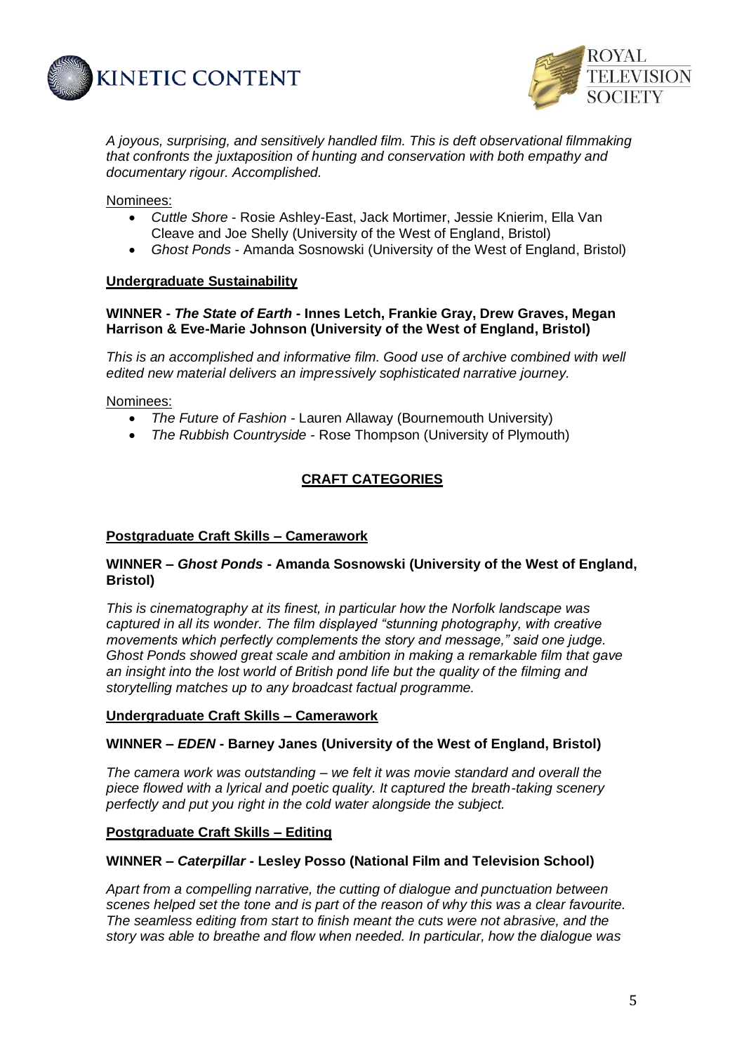*A joyous, surprising, and sensitively handled film. This is deft observational filmmaking that confronts the juxtaposition of hunting and conservation with both empathy and documentary rigour. Accomplished.*

Nominees:

- *Cuttle Shore* - Rosie Ashley-East, Jack Mortimer, Jessie Knierim, Ella Van Cleave and Joe Shelly (University of the West of England, Bristol)
- *Ghost Ponds* - Amanda Sosnowski (University of the West of England, Bristol)

### Undergraduate Sustainability

**WINNER - *The State of Earth* - Innes Letch, Frankie Gray, Drew Graves, Megan Harrison & Eve-Marie Johnson (University of the West of England, Bristol)**

*This is an accomplished and informative film. Good use of archive combined with well edited new material delivers an impressively sophisticated narrative journey.*

Nominees:

- *The Future of Fashion* - Lauren Allaway (Bournemouth University)
- *The Rubbish Countryside* - Rose Thompson (University of Plymouth)

## CRAFT CATEGORIES

### Postgraduate Craft Skills – Camerawork

**WINNER – *Ghost Ponds* - Amanda Sosnowski (University of the West of England, Bristol)**

*This is cinematography at its finest, in particular how the Norfolk landscape was captured in all its wonder. The film displayed "stunning photography, with creative movements which perfectly complements the story and message," said one judge. Ghost Ponds showed great scale and ambition in making a remarkable film that gave an insight into the lost world of British pond life but the quality of the filming and storytelling matches up to any broadcast factual programme.*

### Undergraduate Craft Skills – Camerawork

**WINNER – *EDEN* - Barney Janes (University of the West of England, Bristol)**

*The camera work was outstanding – we felt it was movie standard and overall the piece flowed with a lyrical and poetic quality. It captured the breath-taking scenery perfectly and put you right in the cold water alongside the subject.*

### Postgraduate Craft Skills – Editing

**WINNER – *Caterpillar* - Lesley Posso (National Film and Television School)**

*Apart from a compelling narrative, the cutting of dialogue and punctuation between scenes helped set the tone and is part of the reason of why this was a clear favourite. The seamless editing from start to finish meant the cuts were not abrasive, and the story was able to breathe and flow when needed. In particular, how the dialogue was*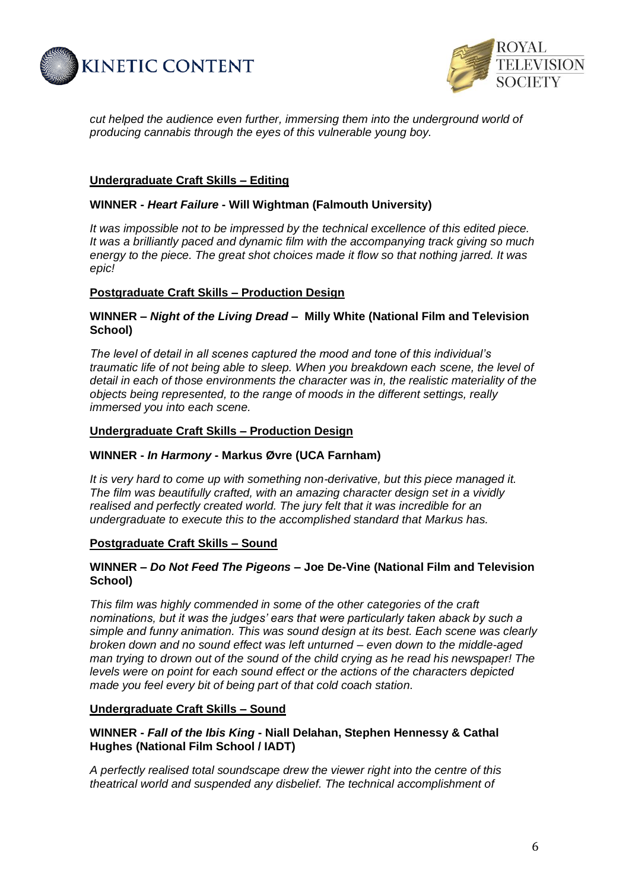*cut helped the audience even further, immersing them into the underground world of producing cannabis through the eyes of this vulnerable young boy.*

**Undergraduate Craft Skills – Editing**

**WINNER - *Heart Failure* - Will Wightman (Falmouth University)**

*It was impossible not to be impressed by the technical excellence of this edited piece. It was a brilliantly paced and dynamic film with the accompanying track giving so much energy to the piece. The great shot choices made it flow so that nothing jarred. It was epic!*

**Postgraduate Craft Skills – Production Design**

**WINNER – *Night of the Living Dread* – Milly White (National Film and Television School)**

*The level of detail in all scenes captured the mood and tone of this individual's traumatic life of not being able to sleep. When you breakdown each scene, the level of detail in each of those environments the character was in, the realistic materiality of the objects being represented, to the range of moods in the different settings, really immersed you into each scene.*

**Undergraduate Craft Skills – Production Design**

**WINNER - *In Harmony* - Markus Øvre (UCA Farnham)**

*It is very hard to come up with something non-derivative, but this piece managed it. The film was beautifully crafted, with an amazing character design set in a vividly realised and perfectly created world. The jury felt that it was incredible for an undergraduate to execute this to the accomplished standard that Markus has.*

**Postgraduate Craft Skills – Sound**

**WINNER – *Do Not Feed The Pigeons* – Joe De-Vine (National Film and Television School)**

*This film was highly commended in some of the other categories of the craft nominations, but it was the judges' ears that were particularly taken aback by such a simple and funny animation. This was sound design at its best. Each scene was clearly broken down and no sound effect was left unturned – even down to the middle-aged man trying to drown out of the sound of the child crying as he read his newspaper! The levels were on point for each sound effect or the actions of the characters depicted made you feel every bit of being part of that cold coach station.*

**Undergraduate Craft Skills – Sound**

**WINNER - *Fall of the Ibis King* - Niall Delahan, Stephen Hennessy & Cathal Hughes (National Film School / IADT)**

*A perfectly realised total soundscape drew the viewer right into the centre of this theatrical world and suspended any disbelief. The technical accomplishment of*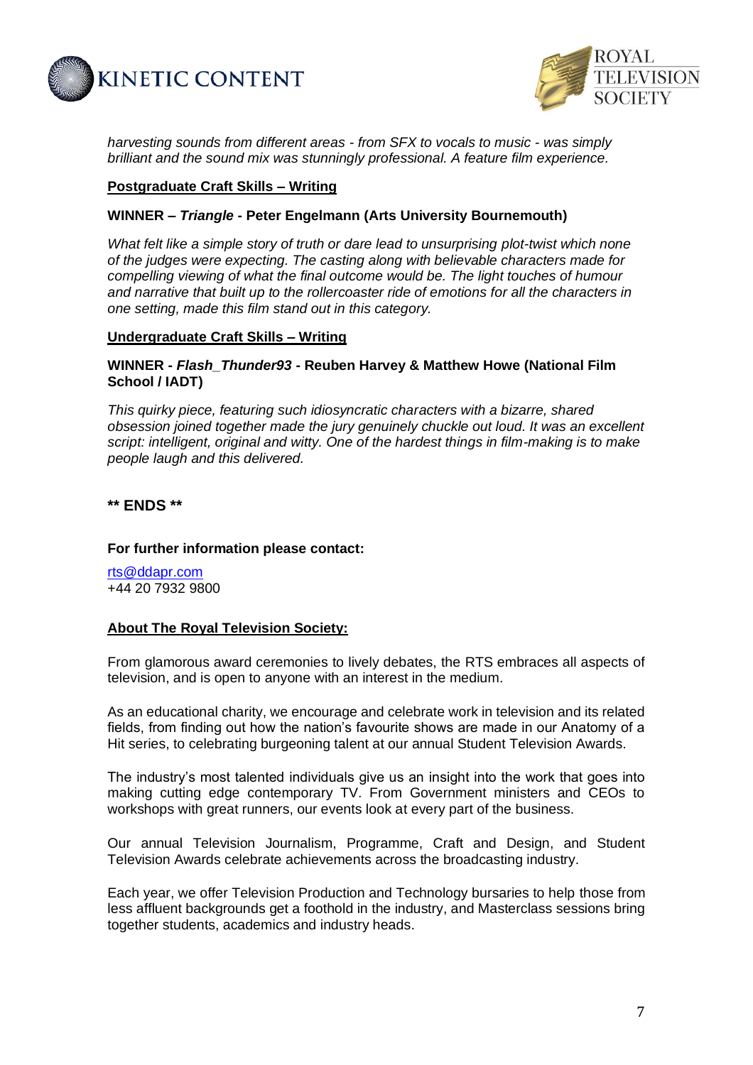*harvesting sounds from different areas - from SFX to vocals to music - was simply brilliant and the sound mix was stunningly professional. A feature film experience.*

**Postgraduate Craft Skills – Writing**

**WINNER – *Triangle* - Peter Engelmann (Arts University Bournemouth)**

*What felt like a simple story of truth or dare lead to unsurprising plot-twist which none of the judges were expecting. The casting along with believable characters made for compelling viewing of what the final outcome would be. The light touches of humour and narrative that built up to the rollercoaster ride of emotions for all the characters in one setting, made this film stand out in this category.*

**Undergraduate Craft Skills – Writing**

**WINNER - *Flash_Thunder93* - Reuben Harvey & Matthew Howe (National Film School / IADT)**

*This quirky piece, featuring such idiosyncratic characters with a bizarre, shared obsession joined together made the jury genuinely chuckle out loud. It was an excellent script: intelligent, original and witty. One of the hardest things in film-making is to make people laugh and this delivered.*

**\*\* ENDS \*\***

**For further information please contact:**

rts@ddapr.com
+44 20 7932 9800

**About The Royal Television Society:**

From glamorous award ceremonies to lively debates, the RTS embraces all aspects of television, and is open to anyone with an interest in the medium.

As an educational charity, we encourage and celebrate work in television and its related fields, from finding out how the nation's favourite shows are made in our Anatomy of a Hit series, to celebrating burgeoning talent at our annual Student Television Awards.

The industry's most talented individuals give us an insight into the work that goes into making cutting edge contemporary TV. From Government ministers and CEOs to workshops with great runners, our events look at every part of the business.

Our annual Television Journalism, Programme, Craft and Design, and Student Television Awards celebrate achievements across the broadcasting industry.

Each year, we offer Television Production and Technology bursaries to help those from less affluent backgrounds get a foothold in the industry, and Masterclass sessions bring together students, academics and industry heads.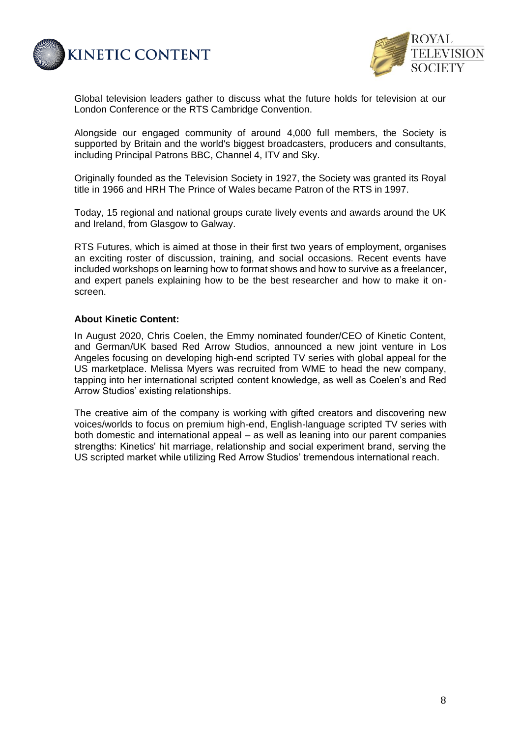Global television leaders gather to discuss what the future holds for television at our London Conference or the RTS Cambridge Convention.

Alongside our engaged community of around 4,000 full members, the Society is supported by Britain and the world's biggest broadcasters, producers and consultants, including Principal Patrons BBC, Channel 4, ITV and Sky.

Originally founded as the Television Society in 1927, the Society was granted its Royal title in 1966 and HRH The Prince of Wales became Patron of the RTS in 1997.

Today, 15 regional and national groups curate lively events and awards around the UK and Ireland, from Glasgow to Galway.

RTS Futures, which is aimed at those in their first two years of employment, organises an exciting roster of discussion, training, and social occasions. Recent events have included workshops on learning how to format shows and how to survive as a freelancer, and expert panels explaining how to be the best researcher and how to make it on-screen.

**About Kinetic Content:**

In August 2020, Chris Coelen, the Emmy nominated founder/CEO of Kinetic Content, and German/UK based Red Arrow Studios, announced a new joint venture in Los Angeles focusing on developing high-end scripted TV series with global appeal for the US marketplace. Melissa Myers was recruited from WME to head the new company, tapping into her international scripted content knowledge, as well as Coelen's and Red Arrow Studios' existing relationships.

The creative aim of the company is working with gifted creators and discovering new voices/worlds to focus on premium high-end, English-language scripted TV series with both domestic and international appeal – as well as leaning into our parent companies strengths: Kinetics' hit marriage, relationship and social experiment brand, serving the US scripted market while utilizing Red Arrow Studios' tremendous international reach.